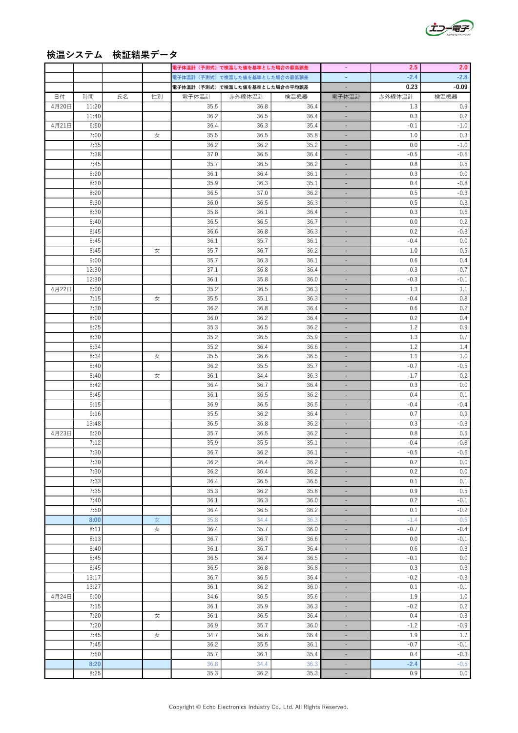# 検温システム　検証結果データ

| | | | | | | | | | |
|---|---|---|---|---|---|---|---|---|---|
| | | | | 電子体温計（予測式）で検温した値を基準とした場合の最高誤差 | | | - | 2.5 | 2.0 |
| | | | | 電子体温計（予測式）で検温した値を基準とした場合の最低誤差 | | | - | -2.4 | -2.8 |
| | | | | 電子体温計（予測式）で検温した値を基準とした場合の平均誤差 | | | - | 0.23 | -0.09 |
| 日付 | 時間 | 氏名 | 性別 | 電子体温計 | 赤外線体温計 | 検温機器 | 電子体温計 | 赤外線体温計 | 検温機器 |
| 4月20日 | 11:20 | | | 35.5 | 36.8 | 36.4 | - | 1.3 | 0.9 |
| | 11:40 | | | 36.2 | 36.5 | 36.4 | - | 0.3 | 0.2 |
| 4月21日 | 6:50 | | | 36.4 | 36.3 | 35.4 | - | -0.1 | -1.0 |
| | 7:00 | | 女 | 35.5 | 36.5 | 35.8 | - | 1.0 | 0.3 |
| | 7:35 | | | 36.2 | 36.2 | 35.2 | - | 0.0 | -1.0 |
| | 7:38 | | | 37.0 | 36.5 | 36.4 | - | -0.5 | -0.6 |
| | 7:45 | | | 35.7 | 36.5 | 36.2 | - | 0.8 | 0.5 |
| | 8:20 | | | 36.1 | 36.4 | 36.1 | - | 0.3 | 0.0 |
| | 8:20 | | | 35.9 | 36.3 | 35.1 | - | 0.4 | -0.8 |
| | 8:20 | | | 36.5 | 37.0 | 36.2 | - | 0.5 | -0.3 |
| | 8:30 | | | 36.0 | 36.5 | 36.3 | - | 0.5 | 0.3 |
| | 8:30 | | | 35.8 | 36.1 | 36.4 | - | 0.3 | 0.6 |
| | 8:40 | | | 36.5 | 36.5 | 36.7 | - | 0.0 | 0.2 |
| | 8:45 | | | 36.6 | 36.8 | 36.3 | - | 0.2 | -0.3 |
| | 8:45 | | | 36.1 | 35.7 | 36.1 | - | -0.4 | 0.0 |
| | 8:45 | | 女 | 35.7 | 36.7 | 36.2 | - | 1.0 | 0.5 |
| | 9:00 | | | 35.7 | 36.3 | 36.1 | - | 0.6 | 0.4 |
| | 12:30 | | | 37.1 | 36.8 | 36.4 | - | -0.3 | -0.7 |
| | 12:30 | | | 36.1 | 35.8 | 36.0 | - | -0.3 | -0.1 |
| 4月22日 | 6:00 | | | 35.2 | 36.5 | 36.3 | - | 1.3 | 1.1 |
| | 7:15 | | 女 | 35.5 | 35.1 | 36.3 | - | -0.4 | 0.8 |
| | 7:30 | | | 36.2 | 36.8 | 36.4 | - | 0.6 | 0.2 |
| | 8:00 | | | 36.0 | 36.2 | 36.4 | - | 0.2 | 0.4 |
| | 8:25 | | | 35.3 | 36.5 | 36.2 | - | 1.2 | 0.9 |
| | 8:30 | | | 35.2 | 36.5 | 35.9 | - | 1.3 | 0.7 |
| | 8:34 | | | 35.2 | 36.4 | 36.6 | - | 1.2 | 1.4 |
| | 8:34 | | 女 | 35.5 | 36.6 | 36.5 | - | 1.1 | 1.0 |
| | 8:40 | | | 36.2 | 35.5 | 35.7 | - | -0.7 | -0.5 |
| | 8:40 | | 女 | 36.1 | 34.4 | 36.3 | - | -1.7 | 0.2 |
| | 8:42 | | | 36.4 | 36.7 | 36.4 | - | 0.3 | 0.0 |
| | 8:45 | | | 36.1 | 36.5 | 36.2 | - | 0.4 | 0.1 |
| | 9:15 | | | 36.9 | 36.5 | 36.5 | - | -0.4 | -0.4 |
| | 9:16 | | | 35.5 | 36.2 | 36.4 | - | 0.7 | 0.9 |
| | 13:48 | | | 36.5 | 36.8 | 36.2 | - | 0.3 | -0.3 |
| 4月23日 | 6:20 | | | 35.7 | 36.5 | 36.2 | - | 0.8 | 0.5 |
| | 7:12 | | | 35.9 | 35.5 | 35.1 | - | -0.4 | -0.8 |
| | 7:30 | | | 36.7 | 36.2 | 36.1 | - | -0.5 | -0.6 |
| | 7:30 | | | 36.2 | 36.4 | 36.2 | - | 0.2 | 0.0 |
| | 7:30 | | | 36.2 | 36.4 | 36.2 | - | 0.2 | 0.0 |
| | 7:33 | | | 36.4 | 36.5 | 36.5 | - | 0.1 | 0.1 |
| | 7:35 | | | 35.3 | 36.2 | 35.8 | - | 0.9 | 0.5 |
| | 7:40 | | | 36.1 | 36.3 | 36.0 | - | 0.2 | -0.1 |
| | 7:50 | | | 36.4 | 36.5 | 36.2 | - | 0.1 | -0.2 |
| | 8:00 | | 女 | 35.8 | 34.4 | 36.3 | - | -1.4 | 0.5 |
| | 8:11 | | 女 | 36.4 | 35.7 | 36.0 | - | -0.7 | -0.4 |
| | 8:13 | | | 36.7 | 36.7 | 36.6 | - | 0.0 | -0.1 |
| | 8:40 | | | 36.1 | 36.7 | 36.4 | - | 0.6 | 0.3 |
| | 8:45 | | | 36.5 | 36.4 | 36.5 | - | -0.1 | 0.0 |
| | 8:45 | | | 36.5 | 36.8 | 36.8 | - | 0.3 | 0.3 |
| | 13:17 | | | 36.7 | 36.5 | 36.4 | - | -0.2 | -0.3 |
| | 13:27 | | | 36.1 | 36.2 | 36.0 | - | 0.1 | -0.1 |
| 4月24日 | 6:00 | | | 34.6 | 36.5 | 35.6 | - | 1.9 | 1.0 |
| | 7:15 | | | 36.1 | 35.9 | 36.3 | - | -0.2 | 0.2 |
| | 7:20 | | 女 | 36.1 | 36.5 | 36.4 | - | 0.4 | 0.3 |
| | 7:20 | | | 36.9 | 35.7 | 36.0 | - | -1.2 | -0.9 |
| | 7:45 | | 女 | 34.7 | 36.6 | 36.4 | - | 1.9 | 1.7 |
| | 7:45 | | | 36.2 | 35.5 | 36.1 | - | -0.7 | -0.1 |
| | 7:50 | | | 35.7 | 36.1 | 35.4 | - | 0.4 | -0.3 |
| | 8:20 | | | 36.8 | 34.4 | 36.3 | - | -2.4 | -0.5 |
| | 8:25 | | | 35.3 | 36.2 | 35.3 | - | 0.9 | 0.0 |

Copyright © Echo Electronics Industry Co., Ltd. All Rights Reserved.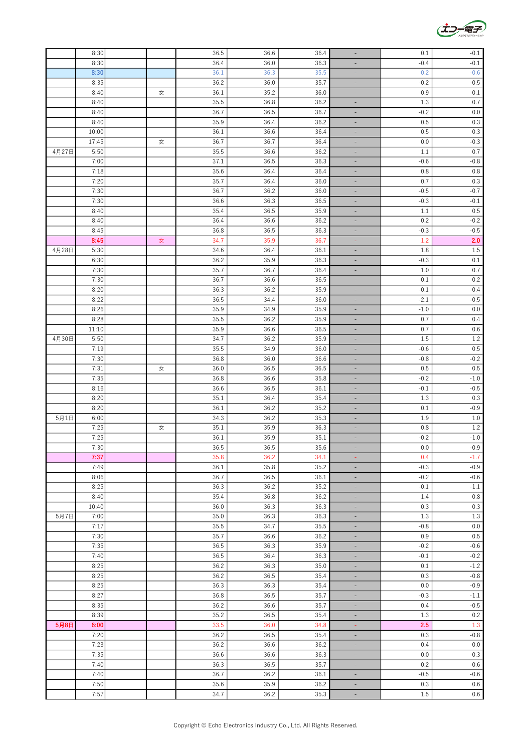| | | | | | | | | | |
|---|---|---|---|---|---|---|---|---|---|
| | 8:30 | | | 36.5 | 36.6 | 36.4 | - | 0.1 | -0.1 |
| | 8:30 | | | 36.4 | 36.0 | 36.3 | - | -0.4 | -0.1 |
| | 8:30 | | | 36.1 | 36.3 | 35.5 | - | 0.2 | -0.6 |
| | 8:35 | | | 36.2 | 36.0 | 35.7 | - | -0.2 | -0.5 |
| | 8:40 | 女 | | 36.1 | 35.2 | 36.0 | - | -0.9 | -0.1 |
| | 8:40 | | | 35.5 | 36.8 | 36.2 | - | 1.3 | 0.7 |
| | 8:40 | | | 36.7 | 36.5 | 36.7 | - | -0.2 | 0.0 |
| | 8:40 | | | 35.9 | 36.4 | 36.2 | - | 0.5 | 0.3 |
| | 10:00 | | | 36.1 | 36.6 | 36.4 | - | 0.5 | 0.3 |
| | 17:45 | 女 | | 36.7 | 36.7 | 36.4 | - | 0.0 | -0.3 |
| 4月27日 | 5:50 | | | 35.5 | 36.6 | 36.2 | - | 1.1 | 0.7 |
| | 7:00 | | | 37.1 | 36.5 | 36.3 | - | -0.6 | -0.8 |
| | 7:18 | | | 35.6 | 36.4 | 36.4 | - | 0.8 | 0.8 |
| | 7:20 | | | 35.7 | 36.4 | 36.0 | - | 0.7 | 0.3 |
| | 7:30 | | | 36.7 | 36.2 | 36.0 | - | -0.5 | -0.7 |
| | 7:30 | | | 36.6 | 36.3 | 36.5 | - | -0.3 | -0.1 |
| | 8:40 | | | 35.4 | 36.5 | 35.9 | - | 1.1 | 0.5 |
| | 8:40 | | | 36.4 | 36.6 | 36.2 | - | 0.2 | -0.2 |
| | 8:45 | | | 36.8 | 36.5 | 36.3 | - | -0.3 | -0.5 |
| | **8:45** | 女 | | 34.7 | 35.9 | 36.7 | - | 1.2 | **2.0** |
| 4月28日 | 5:30 | | | 34.6 | 36.4 | 36.1 | - | 1.8 | 1.5 |
| | 6:30 | | | 36.2 | 35.9 | 36.3 | - | -0.3 | 0.1 |
| | 7:30 | | | 35.7 | 36.7 | 36.4 | - | 1.0 | 0.7 |
| | 7:30 | | | 36.7 | 36.6 | 36.5 | - | -0.1 | -0.2 |
| | 8:20 | | | 36.3 | 36.2 | 35.9 | - | -0.1 | -0.4 |
| | 8:22 | | | 36.5 | 34.4 | 36.0 | - | -2.1 | -0.5 |
| | 8:26 | | | 35.9 | 34.9 | 35.9 | - | -1.0 | 0.0 |
| | 8:28 | | | 35.5 | 36.2 | 35.9 | - | 0.7 | 0.4 |
| | 11:10 | | | 35.9 | 36.6 | 36.5 | - | 0.7 | 0.6 |
| 4月30日 | 5:50 | | | 34.7 | 36.2 | 35.9 | - | 1.5 | 1.2 |
| | 7:19 | | | 35.5 | 34.9 | 36.0 | - | -0.6 | 0.5 |
| | 7:30 | | | 36.8 | 36.0 | 36.6 | - | -0.8 | -0.2 |
| | 7:31 | 女 | | 36.0 | 36.5 | 36.5 | - | 0.5 | 0.5 |
| | 7:35 | | | 36.8 | 36.6 | 35.8 | - | -0.2 | -1.0 |
| | 8:16 | | | 36.6 | 36.5 | 36.1 | - | -0.1 | -0.5 |
| | 8:20 | | | 35.1 | 36.4 | 35.4 | - | 1.3 | 0.3 |
| | 8:20 | | | 36.1 | 36.2 | 35.2 | - | 0.1 | -0.9 |
| 5月1日 | 6:00 | | | 34.3 | 36.2 | 35.3 | - | 1.9 | 1.0 |
| | 7:25 | 女 | | 35.1 | 35.9 | 36.3 | - | 0.8 | 1.2 |
| | 7:25 | | | 36.1 | 35.9 | 35.1 | - | -0.2 | -1.0 |
| | 7:30 | | | 36.5 | 36.5 | 35.6 | - | 0.0 | -0.9 |
| | **7:37** | | | 35.8 | 36.2 | 34.1 | - | 0.4 | -1.7 |
| | 7:49 | | | 36.1 | 35.8 | 35.2 | - | -0.3 | -0.9 |
| | 8:06 | | | 36.7 | 36.5 | 36.1 | - | -0.2 | -0.6 |
| | 8:25 | | | 36.3 | 36.2 | 35.2 | - | -0.1 | -1.1 |
| | 8:40 | | | 35.4 | 36.8 | 36.2 | - | 1.4 | 0.8 |
| | 10:40 | | | 36.0 | 36.3 | 36.3 | - | 0.3 | 0.3 |
| 5月7日 | 7:00 | | | 35.0 | 36.3 | 36.3 | - | 1.3 | 1.3 |
| | 7:17 | | | 35.5 | 34.7 | 35.5 | - | -0.8 | 0.0 |
| | 7:30 | | | 35.7 | 36.6 | 36.2 | - | 0.9 | 0.5 |
| | 7:35 | | | 36.5 | 36.3 | 35.9 | - | -0.2 | -0.6 |
| | 7:40 | | | 36.5 | 36.4 | 36.3 | - | -0.1 | -0.2 |
| | 8:25 | | | 36.2 | 36.3 | 35.0 | - | 0.1 | -1.2 |
| | 8:25 | | | 36.2 | 36.5 | 35.4 | - | 0.3 | -0.8 |
| | 8:25 | | | 36.3 | 36.3 | 35.4 | - | 0.0 | -0.9 |
| | 8:27 | | | 36.8 | 36.5 | 35.7 | - | -0.3 | -1.1 |
| | 8:35 | | | 36.2 | 36.6 | 35.7 | - | 0.4 | -0.5 |
| | 8:39 | | | 35.2 | 36.5 | 35.4 | - | 1.3 | 0.2 |
| **5月8日** | **6:00** | | | 33.5 | 36.0 | 34.8 | - | **2.5** | 1.3 |
| | 7:20 | | | 36.2 | 36.5 | 35.4 | - | 0.3 | -0.8 |
| | 7:23 | | | 36.2 | 36.6 | 36.2 | - | 0.4 | 0.0 |
| | 7:35 | | | 36.6 | 36.6 | 36.3 | - | 0.0 | -0.3 |
| | 7:40 | | | 36.3 | 36.5 | 35.7 | - | 0.2 | -0.6 |
| | 7:40 | | | 36.7 | 36.2 | 36.1 | - | -0.5 | -0.6 |
| | 7:50 | | | 35.6 | 35.9 | 36.2 | - | 0.3 | 0.6 |
| | 7:57 | | | 34.7 | 36.2 | 35.3 | - | 1.5 | 0.6 |

Copyright © Echo Electronics Industry Co., Ltd. All Rights Reserved.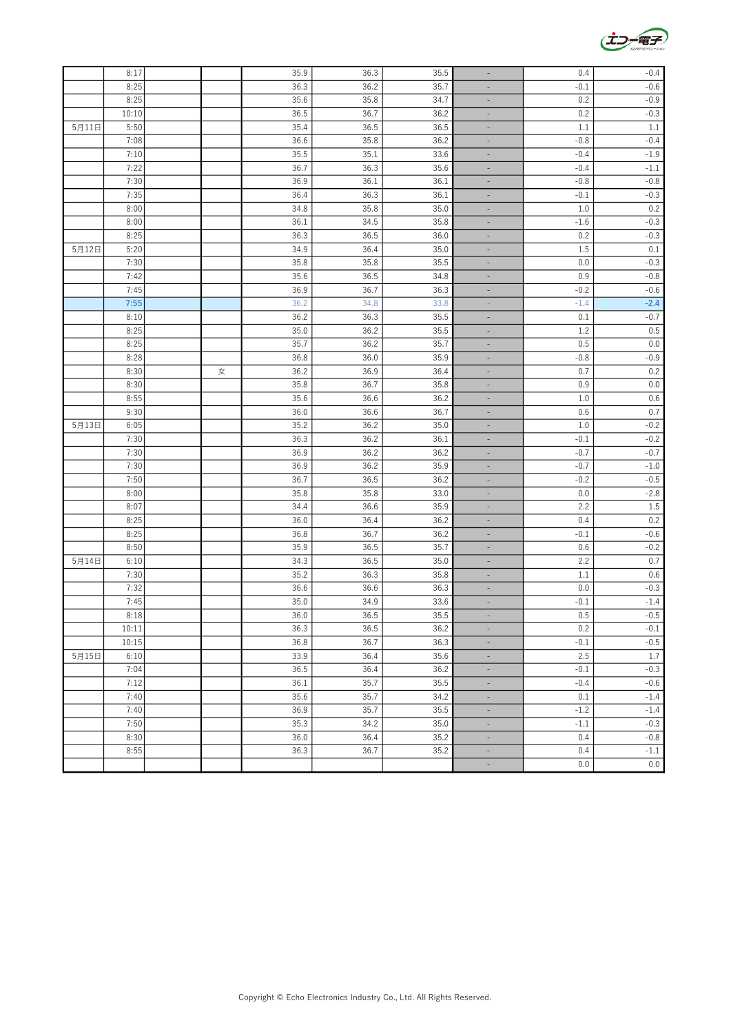| | | | | | | | | | |
|---|---|---|---|---|---|---|---|---|---|
| | 8:17 | | | 35.9 | 36.3 | 35.5 | - | 0.4 | -0.4 |
| | 8:25 | | | 36.3 | 36.2 | 35.7 | - | -0.1 | -0.6 |
| | 8:25 | | | 35.6 | 35.8 | 34.7 | - | 0.2 | -0.9 |
| | 10:10 | | | 36.5 | 36.7 | 36.2 | - | 0.2 | -0.3 |
| 5月11日 | 5:50 | | | 35.4 | 36.5 | 36.5 | - | 1.1 | 1.1 |
| | 7:08 | | | 36.6 | 35.8 | 36.2 | - | -0.8 | -0.4 |
| | 7:10 | | | 35.5 | 35.1 | 33.6 | - | -0.4 | -1.9 |
| | 7:22 | | | 36.7 | 36.3 | 35.6 | - | -0.4 | -1.1 |
| | 7:30 | | | 36.9 | 36.1 | 36.1 | - | -0.8 | -0.8 |
| | 7:35 | | | 36.4 | 36.3 | 36.1 | - | -0.1 | -0.3 |
| | 8:00 | | | 34.8 | 35.8 | 35.0 | - | 1.0 | 0.2 |
| | 8:00 | | | 36.1 | 34.5 | 35.8 | - | -1.6 | -0.3 |
| | 8:25 | | | 36.3 | 36.5 | 36.0 | - | 0.2 | -0.3 |
| 5月12日 | 5:20 | | | 34.9 | 36.4 | 35.0 | - | 1.5 | 0.1 |
| | 7:30 | | | 35.8 | 35.8 | 35.5 | - | 0.0 | -0.3 |
| | 7:42 | | | 35.6 | 36.5 | 34.8 | - | 0.9 | -0.8 |
| | 7:45 | | | 36.9 | 36.7 | 36.3 | - | -0.2 | -0.6 |
| | **7:55** | | | 36.2 | 34.8 | 33.8 | - | -1.4 | **-2.4** |
| | 8:10 | | | 36.2 | 36.3 | 35.5 | - | 0.1 | -0.7 |
| | 8:25 | | | 35.0 | 36.2 | 35.5 | - | 1.2 | 0.5 |
| | 8:25 | | | 35.7 | 36.2 | 35.7 | - | 0.5 | 0.0 |
| | 8:28 | | | 36.8 | 36.0 | 35.9 | - | -0.8 | -0.9 |
| | 8:30 | | 女 | 36.2 | 36.9 | 36.4 | - | 0.7 | 0.2 |
| | 8:30 | | | 35.8 | 36.7 | 35.8 | - | 0.9 | 0.0 |
| | 8:55 | | | 35.6 | 36.6 | 36.2 | - | 1.0 | 0.6 |
| | 9:30 | | | 36.0 | 36.6 | 36.7 | - | 0.6 | 0.7 |
| 5月13日 | 6:05 | | | 35.2 | 36.2 | 35.0 | - | 1.0 | -0.2 |
| | 7:30 | | | 36.3 | 36.2 | 36.1 | - | -0.1 | -0.2 |
| | 7:30 | | | 36.9 | 36.2 | 36.2 | - | -0.7 | -0.7 |
| | 7:30 | | | 36.9 | 36.2 | 35.9 | - | -0.7 | -1.0 |
| | 7:50 | | | 36.7 | 36.5 | 36.2 | - | -0.2 | -0.5 |
| | 8:00 | | | 35.8 | 35.8 | 33.0 | - | 0.0 | -2.8 |
| | 8:07 | | | 34.4 | 36.6 | 35.9 | - | 2.2 | 1.5 |
| | 8:25 | | | 36.0 | 36.4 | 36.2 | - | 0.4 | 0.2 |
| | 8:25 | | | 36.8 | 36.7 | 36.2 | - | -0.1 | -0.6 |
| | 8:50 | | | 35.9 | 36.5 | 35.7 | - | 0.6 | -0.2 |
| 5月14日 | 6:10 | | | 34.3 | 36.5 | 35.0 | - | 2.2 | 0.7 |
| | 7:30 | | | 35.2 | 36.3 | 35.8 | - | 1.1 | 0.6 |
| | 7:32 | | | 36.6 | 36.6 | 36.3 | - | 0.0 | -0.3 |
| | 7:45 | | | 35.0 | 34.9 | 33.6 | - | -0.1 | -1.4 |
| | 8:18 | | | 36.0 | 36.5 | 35.5 | - | 0.5 | -0.5 |
| | 10:11 | | | 36.3 | 36.5 | 36.2 | - | 0.2 | -0.1 |
| | 10:15 | | | 36.8 | 36.7 | 36.3 | - | -0.1 | -0.5 |
| 5月15日 | 6:10 | | | 33.9 | 36.4 | 35.6 | - | 2.5 | 1.7 |
| | 7:04 | | | 36.5 | 36.4 | 36.2 | - | -0.1 | -0.3 |
| | 7:12 | | | 36.1 | 35.7 | 35.5 | - | -0.4 | -0.6 |
| | 7:40 | | | 35.6 | 35.7 | 34.2 | - | 0.1 | -1.4 |
| | 7:40 | | | 36.9 | 35.7 | 35.5 | - | -1.2 | -1.4 |
| | 7:50 | | | 35.3 | 34.2 | 35.0 | - | -1.1 | -0.3 |
| | 8:30 | | | 36.0 | 36.4 | 35.2 | - | 0.4 | -0.8 |
| | 8:55 | | | 36.3 | 36.7 | 35.2 | - | 0.4 | -1.1 |
| | | | | | | | - | 0.0 | 0.0 |

Copyright © Echo Electronics Industry Co., Ltd. All Rights Reserved.